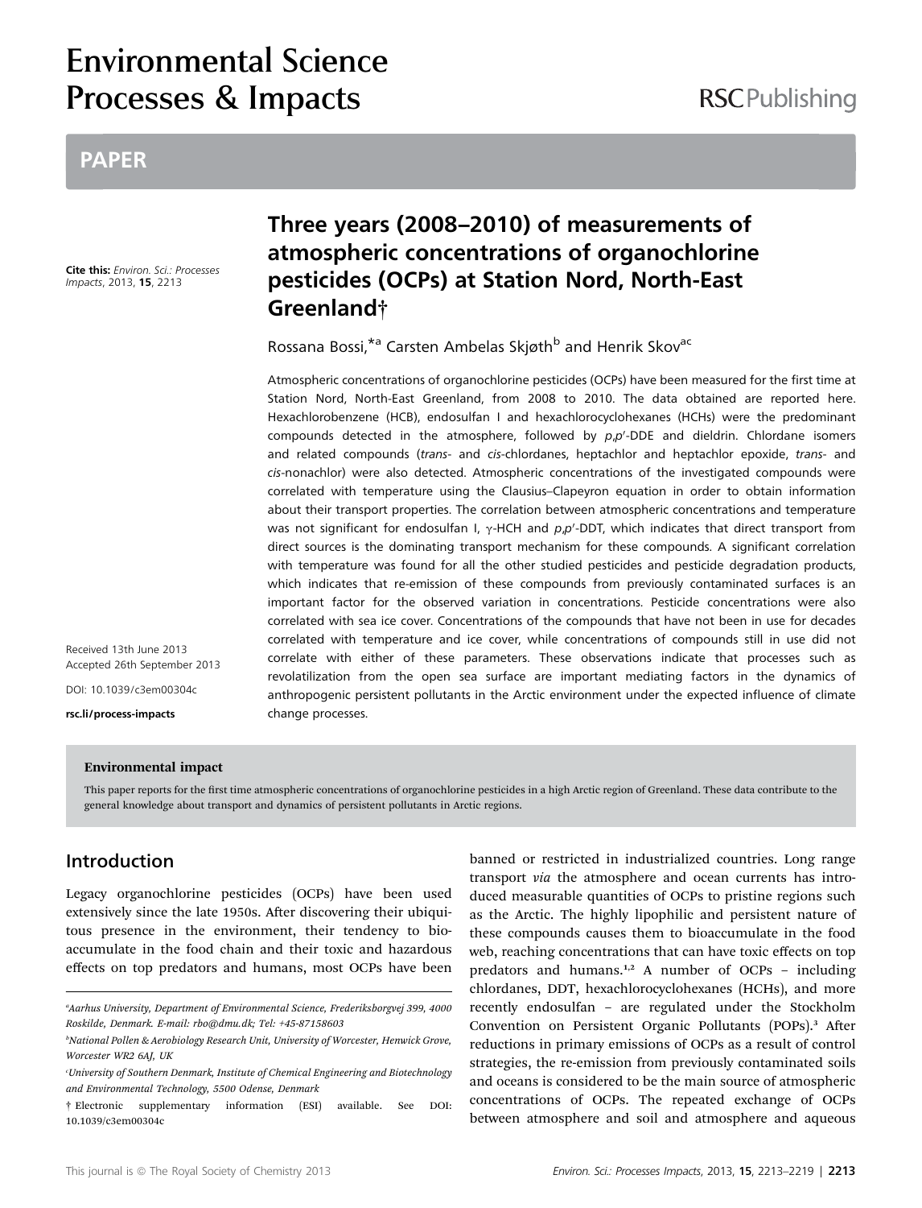# Environmental Science Processes & Impacts

RSCPublishing

## PAPER

Cite this: *Environ. Sci.: Processes Impacts*, 2013, **15**, 2213

# Three years (2008–2010) of measurements of atmospheric concentrations of organochlorine pesticides (OCPs) at Station Nord, North-East Greenland†

Rossana Bossi,*[a] Carsten Ambelas Skjøth[b] and Henrik Skov[ac]

Received 13th June 2013
Accepted 26th September 2013

DOI: 10.1039/c3em00304c

rsc.li/process-impacts

Atmospheric concentrations of organochlorine pesticides (OCPs) have been measured for the first time at Station Nord, North-East Greenland, from 2008 to 2010. The data obtained are reported here. Hexachlorobenzene (HCB), endosulfan I and hexachlorocyclohexanes (HCHs) were the predominant compounds detected in the atmosphere, followed by *p,p′*-DDE and dieldrin. Chlordane isomers and related compounds (*trans*- and *cis*-chlordanes, heptachlor and heptachlor epoxide, *trans*- and *cis*-nonachlor) were also detected. Atmospheric concentrations of the investigated compounds were correlated with temperature using the Clausius–Clapeyron equation in order to obtain information about their transport properties. The correlation between atmospheric concentrations and temperature was not significant for endosulfan I, γ-HCH and *p,p′*-DDT, which indicates that direct transport from direct sources is the dominating transport mechanism for these compounds. A significant correlation with temperature was found for all the other studied pesticides and pesticide degradation products, which indicates that re-emission of these compounds from previously contaminated surfaces is an important factor for the observed variation in concentrations. Pesticide concentrations were also correlated with sea ice cover. Concentrations of the compounds that have not been in use for decades correlated with temperature and ice cover, while concentrations of compounds still in use did not correlate with either of these parameters. These observations indicate that processes such as revolatilization from the open sea surface are important mediating factors in the dynamics of anthropogenic persistent pollutants in the Arctic environment under the expected influence of climate change processes.

**Environmental impact**

This paper reports for the first time atmospheric concentrations of organochlorine pesticides in a high Arctic region of Greenland. These data contribute to the general knowledge about transport and dynamics of persistent pollutants in Arctic regions.

## Introduction

Legacy organochlorine pesticides (OCPs) have been used extensively since the late 1950s. After discovering their ubiquitous presence in the environment, their tendency to bioaccumulate in the food chain and their toxic and hazardous effects on top predators and humans, most OCPs have been banned or restricted in industrialized countries. Long range transport *via* the atmosphere and ocean currents has introduced measurable quantities of OCPs to pristine regions such as the Arctic. The highly lipophilic and persistent nature of these compounds causes them to bioaccumulate in the food web, reaching concentrations that can have toxic effects on top predators and humans.[1,2] A number of OCPs – including chlordanes, DDT, hexachlorocyclohexanes (HCHs), and more recently endosulfan – are regulated under the Stockholm Convention on Persistent Organic Pollutants (POPs).[3] After reductions in primary emissions of OCPs as a result of control strategies, the re-emission from previously contaminated soils and oceans is considered to be the main source of atmospheric concentrations of OCPs. The repeated exchange of OCPs between atmosphere and soil and atmosphere and aqueous

[a]Aarhus University, Department of Environmental Science, Frederiksborgvej 399, 4000 Roskilde, Denmark. E-mail: rbo@dmu.dk; Tel: +45-87158603

[b]National Pollen & Aerobiology Research Unit, University of Worcester, Henwick Grove, Worcester WR2 6AJ, UK

[c]University of Southern Denmark, Institute of Chemical Engineering and Biotechnology and Environmental Technology, 5500 Odense, Denmark

† Electronic supplementary information (ESI) available. See DOI: 10.1039/c3em00304c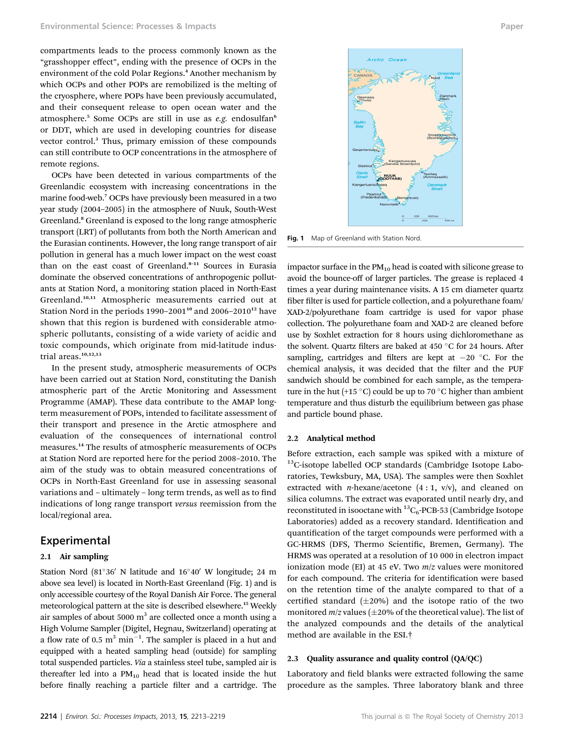compartments leads to the process commonly known as the "grasshopper effect", ending with the presence of OCPs in the environment of the cold Polar Regions.[4] Another mechanism by which OCPs and other POPs are remobilized is the melting of the cryosphere, where POPs have been previously accumulated, and their consequent release to open ocean water and the atmosphere.[5] Some OCPs are still in use as *e.g.* endosulfan[6] or DDT, which are used in developing countries for disease vector control.[3] Thus, primary emission of these compounds can still contribute to OCP concentrations in the atmosphere of remote regions.

OCPs have been detected in various compartments of the Greenlandic ecosystem with increasing concentrations in the marine food-web.[7] OCPs have previously been measured in a two year study (2004–2005) in the atmosphere of Nuuk, South-West Greenland.[8] Greenland is exposed to the long range atmospheric transport (LRT) of pollutants from both the North American and the Eurasian continents. However, the long range transport of air pollution in general has a much lower impact on the west coast than on the east coast of Greenland.[8–11] Sources in Eurasia dominate the observed concentrations of anthropogenic pollutants at Station Nord, a monitoring station placed in North-East Greenland.[10,11] Atmospheric measurements carried out at Station Nord in the periods 1990–2001[10] and 2006–2010[12] have shown that this region is burdened with considerable atmospheric pollutants, consisting of a wide variety of acidic and toxic compounds, which originate from mid-latitude industrial areas.[10,12,13]

In the present study, atmospheric measurements of OCPs have been carried out at Station Nord, constituting the Danish atmospheric part of the Arctic Monitoring and Assessment Programme (AMAP). These data contribute to the AMAP long-term measurement of POPs, intended to facilitate assessment of their transport and presence in the Arctic atmosphere and evaluation of the consequences of international control measures.[14] The results of atmospheric measurements of OCPs at Station Nord are reported here for the period 2008–2010. The aim of the study was to obtain measured concentrations of OCPs in North-East Greenland for use in assessing seasonal variations and – ultimately – long term trends, as well as to find indications of long range transport *versus* reemission from the local/regional area.

## Experimental

### 2.1 Air sampling

Station Nord (81°36′ N latitude and 16°40′ W longitude; 24 m above sea level) is located in North-East Greenland (Fig. 1) and is only accessible courtesy of the Royal Danish Air Force. The general meteorological pattern at the site is described elsewhere.[15] Weekly air samples of about 5000 $m^3$ are collected once a month using a High Volume Sampler (Digitel, Hegnau, Switzerland) operating at a flow rate of 0.5 $m^3$ $min^{-1}$. The sampler is placed in a hut and equipped with a heated sampling head (outside) for sampling total suspended particles. *Via* a stainless steel tube, sampled air is thereafter led into a $PM_{10}$ head that is located inside the hut before finally reaching a particle filter and a cartridge. The impactor surface in the $PM_{10}$ head is coated with silicone grease to avoid the bounce-off of larger particles. The grease is replaced 4 times a year during maintenance visits. A 15 cm diameter quartz fiber filter is used for particle collection, and a polyurethane foam/XAD-2/polyurethane foam cartridge is used for vapor phase collection. The polyurethane foam and XAD-2 are cleaned before use by Soxhlet extraction for 8 hours using dichloromethane as the solvent. Quartz filters are baked at 450 °C for 24 hours. After sampling, cartridges and filters are kept at −20 °C. For the chemical analysis, it was decided that the filter and the PUF sandwich should be combined for each sample, as the temperature in the hut (+15 °C) could be up to 70 °C higher than ambient temperature and thus disturb the equilibrium between gas phase and particle bound phase.

Fig. 1 Map of Greenland with Station Nord.

### 2.2 Analytical method

Before extraction, each sample was spiked with a mixture of $^{13}$C-isotope labelled OCP standards (Cambridge Isotope Laboratories, Tewksbury, MA, USA). The samples were then Soxhlet extracted with *n*-hexane/acetone (4 : 1, v/v), and cleaned on silica columns. The extract was evaporated until nearly dry, and reconstituted in isooctane with $^{13}C_6$-PCB-53 (Cambridge Isotope Laboratories) added as a recovery standard. Identification and quantification of the target compounds were performed with a GC-HRMS (DFS, Thermo Scientific, Bremen, Germany). The HRMS was operated at a resolution of 10 000 in electron impact ionization mode (EI) at 45 eV. Two $m/z$ values were monitored for each compound. The criteria for identification were based on the retention time of the analyte compared to that of a certified standard (±20%) and the isotope ratio of the two monitored $m/z$ values (±20% of the theoretical value). The list of the analyzed compounds and the details of the analytical method are available in the ESI.†

### 2.3 Quality assurance and quality control (QA/QC)

Laboratory and field blanks were extracted following the same procedure as the samples. Three laboratory blank and three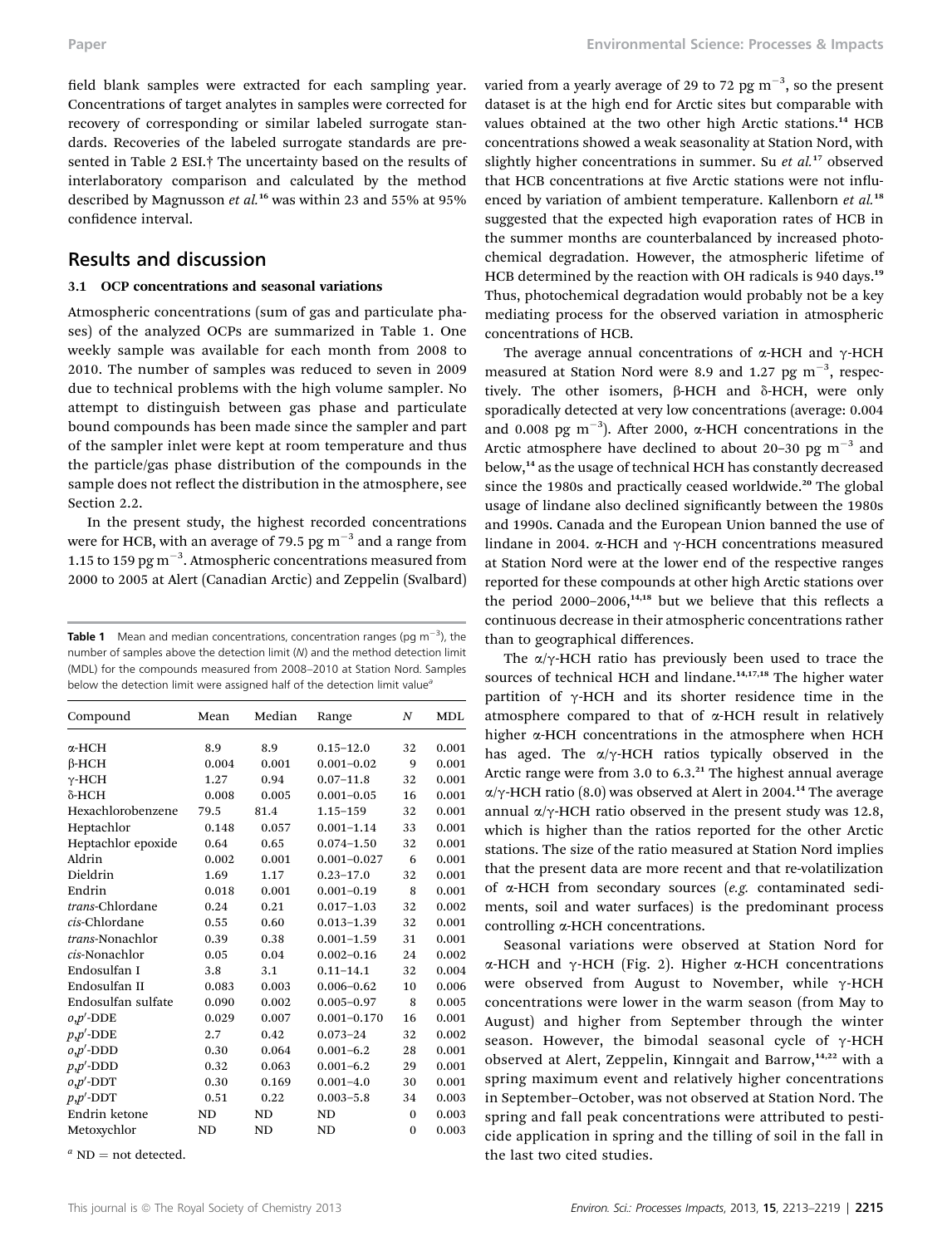field blank samples were extracted for each sampling year. Concentrations of target analytes in samples were corrected for recovery of corresponding or similar labeled surrogate standards. Recoveries of the labeled surrogate standards are presented in Table 2 ESI.† The uncertainty based on the results of interlaboratory comparison and calculated by the method described by Magnusson *et al.*[16] was within 23 and 55% at 95% confidence interval.

## Results and discussion

### 3.1 OCP concentrations and seasonal variations

Atmospheric concentrations (sum of gas and particulate phases) of the analyzed OCPs are summarized in Table 1. One weekly sample was available for each month from 2008 to 2010. The number of samples was reduced to seven in 2009 due to technical problems with the high volume sampler. No attempt to distinguish between gas phase and particulate bound compounds has been made since the sampler and part of the sampler inlet were kept at room temperature and thus the particle/gas phase distribution of the compounds in the sample does not reflect the distribution in the atmosphere, see Section 2.2.

In the present study, the highest recorded concentrations were for HCB, with an average of 79.5 pg m$^{-3}$ and a range from 1.15 to 159 pg m$^{-3}$. Atmospheric concentrations measured from 2000 to 2005 at Alert (Canadian Arctic) and Zeppelin (Svalbard) varied from a yearly average of 29 to 72 pg m$^{-3}$, so the present dataset is at the high end for Arctic sites but comparable with values obtained at the two other high Arctic stations.[14] HCB concentrations showed a weak seasonality at Station Nord, with slightly higher concentrations in summer. Su *et al.*[17] observed that HCB concentrations at five Arctic stations were not influenced by variation of ambient temperature. Kallenborn *et al.*[18] suggested that the expected high evaporation rates of HCB in the summer months are counterbalanced by increased photochemical degradation. However, the atmospheric lifetime of HCB determined by the reaction with OH radicals is 940 days.[19] Thus, photochemical degradation would probably not be a key mediating process for the observed variation in atmospheric concentrations of HCB.

**Table 1** Mean and median concentrations, concentration ranges (pg m$^{-3}$), the number of samples above the detection limit (*N*) and the method detection limit (MDL) for the compounds measured from 2008–2010 at Station Nord. Samples below the detection limit were assigned half of the detection limit value[a]

| Compound | Mean | Median | Range | N | MDL |
|---|---|---|---|---|---|
| α-HCH | 8.9 | 8.9 | 0.15–12.0 | 32 | 0.001 |
| β-HCH | 0.004 | 0.001 | 0.001–0.02 | 9 | 0.001 |
| γ-HCH | 1.27 | 0.94 | 0.07–11.8 | 32 | 0.001 |
| δ-HCH | 0.008 | 0.005 | 0.001–0.05 | 16 | 0.001 |
| Hexachlorobenzene | 79.5 | 81.4 | 1.15–159 | 32 | 0.001 |
| Heptachlor | 0.148 | 0.057 | 0.001–1.14 | 33 | 0.001 |
| Heptachlor epoxide | 0.64 | 0.65 | 0.074–1.50 | 32 | 0.001 |
| Aldrin | 0.002 | 0.001 | 0.001–0.027 | 6 | 0.001 |
| Dieldrin | 1.69 | 1.17 | 0.23–17.0 | 32 | 0.001 |
| Endrin | 0.018 | 0.001 | 0.001–0.19 | 8 | 0.001 |
| *trans*-Chlordane | 0.24 | 0.21 | 0.017–1.03 | 32 | 0.002 |
| *cis*-Chlordane | 0.55 | 0.60 | 0.013–1.39 | 32 | 0.001 |
| *trans*-Nonachlor | 0.39 | 0.38 | 0.001–1.59 | 31 | 0.001 |
| *cis*-Nonachlor | 0.05 | 0.04 | 0.002–0.16 | 24 | 0.002 |
| Endosulfan I | 3.8 | 3.1 | 0.11–14.1 | 32 | 0.004 |
| Endosulfan II | 0.083 | 0.003 | 0.006–0.62 | 10 | 0.006 |
| Endosulfan sulfate | 0.090 | 0.002 | 0.005–0.97 | 8 | 0.005 |
| *o,p*′-DDE | 0.029 | 0.007 | 0.001–0.170 | 16 | 0.001 |
| *p,p*′-DDE | 2.7 | 0.42 | 0.073–24 | 32 | 0.002 |
| *o,p*′-DDD | 0.30 | 0.064 | 0.001–6.2 | 28 | 0.001 |
| *p,p*′-DDD | 0.32 | 0.063 | 0.001–6.2 | 29 | 0.001 |
| *o,p*′-DDT | 0.30 | 0.169 | 0.001–4.0 | 30 | 0.001 |
| *p,p*′-DDT | 0.51 | 0.22 | 0.003–5.8 | 34 | 0.003 |
| Endrin ketone | ND | ND | ND | 0 | 0.003 |
| Metoxychlor | ND | ND | ND | 0 | 0.003 |

[a] ND = not detected.

The average annual concentrations of α-HCH and γ-HCH measured at Station Nord were 8.9 and 1.27 pg m$^{-3}$, respectively. The other isomers, β-HCH and δ-HCH, were only sporadically detected at very low concentrations (average: 0.004 and 0.008 pg m$^{-3}$). After 2000, α-HCH concentrations in the Arctic atmosphere have declined to about 20–30 pg m$^{-3}$ and below,[14] as the usage of technical HCH has constantly decreased since the 1980s and practically ceased worldwide.[20] The global usage of lindane also declined significantly between the 1980s and 1990s. Canada and the European Union banned the use of lindane in 2004. α-HCH and γ-HCH concentrations measured at Station Nord were at the lower end of the respective ranges reported for these compounds at other high Arctic stations over the period 2000–2006,[14,18] but we believe that this reflects a continuous decrease in their atmospheric concentrations rather than to geographical differences.

The α/γ-HCH ratio has previously been used to trace the sources of technical HCH and lindane.[14,17,18] The higher water partition of γ-HCH and its shorter residence time in the atmosphere compared to that of α-HCH result in relatively higher α-HCH concentrations in the atmosphere when HCH has aged. The α/γ-HCH ratios typically observed in the Arctic range were from 3.0 to 6.3.[21] The highest annual average α/γ-HCH ratio (8.0) was observed at Alert in 2004.[14] The average annual α/γ-HCH ratio observed in the present study was 12.8, which is higher than the ratios reported for the other Arctic stations. The size of the ratio measured at Station Nord implies that the present data are more recent and that re-volatilization of α-HCH from secondary sources (*e.g.* contaminated sediments, soil and water surfaces) is the predominant process controlling α-HCH concentrations.

Seasonal variations were observed at Station Nord for α-HCH and γ-HCH (Fig. 2). Higher α-HCH concentrations were observed from August to November, while γ-HCH concentrations were lower in the warm season (from May to August) and higher from September through the winter season. However, the bimodal seasonal cycle of γ-HCH observed at Alert, Zeppelin, Kinngait and Barrow,[14,22] with a spring maximum event and relatively higher concentrations in September–October, was not observed at Station Nord. The spring and fall peak concentrations were attributed to pesticide application in spring and the tilling of soil in the fall in the last two cited studies.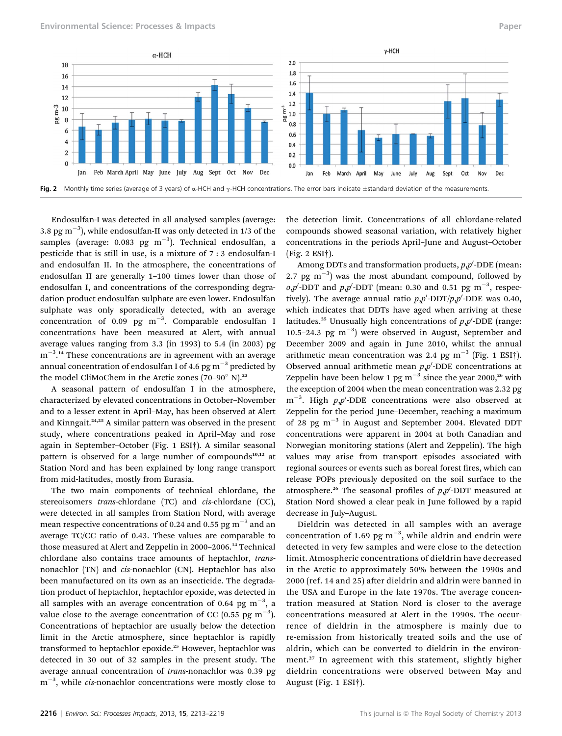Fig. 2 Monthly time series (average of 3 years) of α-HCH and γ-HCH concentrations. The error bars indicate ±standard deviation of the measurements.

Endosulfan-I was detected in all analysed samples (average: 3.8 pg $m^{-3}$), while endosulfan-II was only detected in 1/3 of the samples (average: 0.083 pg $m^{-3}$). Technical endosulfan, a pesticide that is still in use, is a mixture of 7 : 3 endosulfan-I and endosulfan II. In the atmosphere, the concentrations of endosulfan II are generally 1–100 times lower than those of endosulfan I, and concentrations of the corresponding degradation product endosulfan sulphate are even lower. Endosulfan sulphate was only sporadically detected, with an average concentration of 0.09 pg $m^{-3}$. Comparable endosulfan I concentrations have been measured at Alert, with annual average values ranging from 3.3 (in 1993) to 5.4 (in 2003) pg $m^{-3}$.[14] These concentrations are in agreement with an average annual concentration of endosulfan I of 4.6 pg $m^{-3}$ predicted by the model CliMoChem in the Arctic zones (70–90° N).[23]

A seasonal pattern of endosulfan I in the atmosphere, characterized by elevated concentrations in October–November and to a lesser extent in April–May, has been observed at Alert and Kinngait.[24,25] A similar pattern was observed in the present study, where concentrations peaked in April–May and rose again in September–October (Fig. 1 ESI†). A similar seasonal pattern is observed for a large number of compounds[10,12] at Station Nord and has been explained by long range transport from mid-latitudes, mostly from Eurasia.

The two main components of technical chlordane, the stereoisomers *trans*-chlordane (TC) and *cis*-chlordane (CC), were detected in all samples from Station Nord, with average mean respective concentrations of 0.24 and 0.55 pg $m^{-3}$ and an average TC/CC ratio of 0.43. These values are comparable to those measured at Alert and Zeppelin in 2000–2006.[14] Technical chlordane also contains trace amounts of heptachlor, *trans*-nonachlor (TN) and *cis*-nonachlor (CN). Heptachlor has also been manufactured on its own as an insecticide. The degradation product of heptachlor, heptachlor epoxide, was detected in all samples with an average concentration of 0.64 pg $m^{-3}$, a value close to the average concentration of CC (0.55 pg $m^{-3}$). Concentrations of heptachlor are usually below the detection limit in the Arctic atmosphere, since heptachlor is rapidly transformed to heptachlor epoxide.[25] However, heptachlor was detected in 30 out of 32 samples in the present study. The average annual concentration of *trans*-nonachlor was 0.39 pg $m^{-3}$, while *cis*-nonachlor concentrations were mostly close to the detection limit. Concentrations of all chlordane-related compounds showed seasonal variation, with relatively higher concentrations in the periods April–June and August–October (Fig. 2 ESI†).

Among DDTs and transformation products, *p*,*p*′-DDE (mean: 2.7 pg $m^{-3}$) was the most abundant compound, followed by *o*,*p*′-DDT and *p*,*p*′-DDT (mean: 0.30 and 0.51 pg $m^{-3}$, respectively). The average annual ratio *p*,*p*′-DDT/*p*,*p*′-DDE was 0.40, which indicates that DDTs have aged when arriving at these latitudes.[25] Unusually high concentrations of *p*,*p*′-DDE (range: 10.5–24.3 pg $m^{-3}$) were observed in August, September and December 2009 and again in June 2010, whilst the annual arithmetic mean concentration was 2.4 pg $m^{-3}$ (Fig. 1 ESI†). Observed annual arithmetic mean *p*,*p*′-DDE concentrations at Zeppelin have been below 1 pg $m^{-3}$ since the year 2000,[26] with the exception of 2004 when the mean concentration was 2.32 pg $m^{-3}$. High *p*,*p*′-DDE concentrations were also observed at Zeppelin for the period June–December, reaching a maximum of 28 pg $m^{-3}$ in August and September 2004. Elevated DDT concentrations were apparent in 2004 at both Canadian and Norwegian monitoring stations (Alert and Zeppelin). The high values may arise from transport episodes associated with regional sources or events such as boreal forest fires, which can release POPs previously deposited on the soil surface to the atmosphere.[26] The seasonal profiles of *p*,*p*′-DDT measured at Station Nord showed a clear peak in June followed by a rapid decrease in July–August.

Dieldrin was detected in all samples with an average concentration of 1.69 pg $m^{-3}$, while aldrin and endrin were detected in very few samples and were close to the detection limit. Atmospheric concentrations of dieldrin have decreased in the Arctic to approximately 50% between the 1990s and 2000 (ref. 14 and 25) after dieldrin and aldrin were banned in the USA and Europe in the late 1970s. The average concentration measured at Station Nord is closer to the average concentrations measured at Alert in the 1990s. The occurrence of dieldrin in the atmosphere is mainly due to re-emission from historically treated soils and the use of aldrin, which can be converted to dieldrin in the environment.[27] In agreement with this statement, slightly higher dieldrin concentrations were observed between May and August (Fig. 1 ESI†).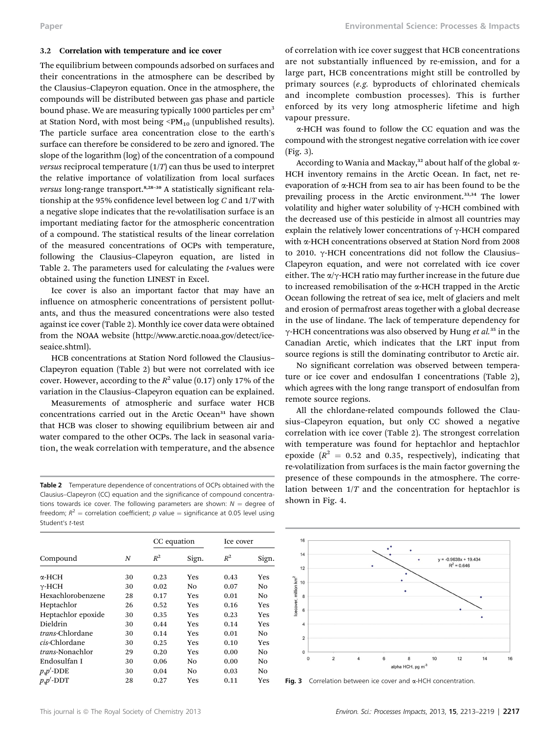### 3.2 Correlation with temperature and ice cover

The equilibrium between compounds adsorbed on surfaces and their concentrations in the atmosphere can be described by the Clausius–Clapeyron equation. Once in the atmosphere, the compounds will be distributed between gas phase and particle bound phase. We are measuring typically 1000 particles per $cm^3$ at Station Nord, with most being $<PM_{10}$ (unpublished results). The particle surface area concentration close to the earth's surface can therefore be considered to be zero and ignored. The slope of the logarithm (log) of the concentration of a compound *versus* reciprocal temperature ($1/T$) can thus be used to interpret the relative importance of volatilization from local surfaces *versus* long-range transport.[8,28–30] A statistically significant relationship at the 95% confidence level between log $C$ and $1/T$ with a negative slope indicates that the re-volatilisation surface is an important mediating factor for the atmospheric concentration of a compound. The statistical results of the linear correlation of the measured concentrations of OCPs with temperature, following the Clausius–Clapeyron equation, are listed in Table 2. The parameters used for calculating the $t$-values were obtained using the function LINEST in Excel.

Ice cover is also an important factor that may have an influence on atmospheric concentrations of persistent pollutants, and thus the measured concentrations were also tested against ice cover (Table 2). Monthly ice cover data were obtained from the NOAA website (http://www.arctic.noaa.gov/detect/ice-seaice.shtml).

HCB concentrations at Station Nord followed the Clausius–Clapeyron equation (Table 2) but were not correlated with ice cover. However, according to the $R^2$ value (0.17) only 17% of the variation in the Clausius–Clapeyron equation can be explained.

Measurements of atmospheric and surface water HCB concentrations carried out in the Arctic Ocean[31] have shown that HCB was closer to showing equilibrium between air and water compared to the other OCPs. The lack in seasonal variation, the weak correlation with temperature, and the absence of correlation with ice cover suggest that HCB concentrations are not substantially influenced by re-emission, and for a large part, HCB concentrations might still be controlled by primary sources (*e.g.* byproducts of chlorinated chemicals and incomplete combustion processes). This is further enforced by its very long atmospheric lifetime and high vapour pressure.

**Table 2** Temperature dependence of concentrations of OCPs obtained with the Clausius–Clapeyron (CC) equation and the significance of compound concentrations towards ice cover. The following parameters are shown: $N$ = degree of freedom; $R^2$ = correlation coefficient; $p$ value = significance at 0.05 level using Student's $t$-test

| | | CC equation | | Ice cover | |
|---|---|---|---|---|---|
| Compound | $N$ | $R^2$ | Sign. | $R^2$ | Sign. |
| α-HCH | 30 | 0.23 | Yes | 0.43 | Yes |
| γ-HCH | 30 | 0.02 | No | 0.07 | No |
| Hexachlorobenzene | 28 | 0.17 | Yes | 0.01 | No |
| Heptachlor | 26 | 0.52 | Yes | 0.16 | Yes |
| Heptachlor epoxide | 30 | 0.35 | Yes | 0.23 | Yes |
| Dieldrin | 30 | 0.44 | Yes | 0.14 | Yes |
| *trans*-Chlordane | 30 | 0.14 | Yes | 0.01 | No |
| *cis*-Chlordane | 30 | 0.25 | Yes | 0.10 | Yes |
| *trans*-Nonachlor | 29 | 0.20 | Yes | 0.00 | No |
| Endosulfan I | 30 | 0.06 | No | 0.00 | No |
| $p,p'$-DDE | 30 | 0.04 | No | 0.03 | No |
| $p,p'$-DDT | 28 | 0.27 | Yes | 0.11 | Yes |

α-HCH was found to follow the CC equation and was the compound with the strongest negative correlation with ice cover (Fig. 3).

According to Wania and Mackay,[32] about half of the global α-HCH inventory remains in the Arctic Ocean. In fact, net re-evaporation of α-HCH from sea to air has been found to be the prevailing process in the Arctic environment.[33,34] The lower volatility and higher water solubility of γ-HCH combined with the decreased use of this pesticide in almost all countries may explain the relatively lower concentrations of γ-HCH compared with α-HCH concentrations observed at Station Nord from 2008 to 2010. γ-HCH concentrations did not follow the Clausius–Clapeyron equation, and were not correlated with ice cover either. The α/γ-HCH ratio may further increase in the future due to increased remobilisation of the α-HCH trapped in the Arctic Ocean following the retreat of sea ice, melt of glaciers and melt and erosion of permafrost areas together with a global decrease in the use of lindane. The lack of temperature dependency for γ-HCH concentrations was also observed by Hung *et al.*[35] in the Canadian Arctic, which indicates that the LRT input from source regions is still the dominating contributor to Arctic air.

No significant correlation was observed between temperature or ice cover and endosulfan I concentrations (Table 2), which agrees with the long range transport of endosulfan from remote source regions.

All the chlordane-related compounds followed the Clausius–Clapeyron equation, but only CC showed a negative correlation with ice cover (Table 2). The strongest correlation with temperature was found for heptachlor and heptachlor epoxide ($R^2$ = 0.52 and 0.35, respectively), indicating that re-volatilization from surfaces is the main factor governing the presence of these compounds in the atmosphere. The correlation between $1/T$ and the concentration for heptachlor is shown in Fig. 4.

**Fig. 3** Correlation between ice cover and α-HCH concentration.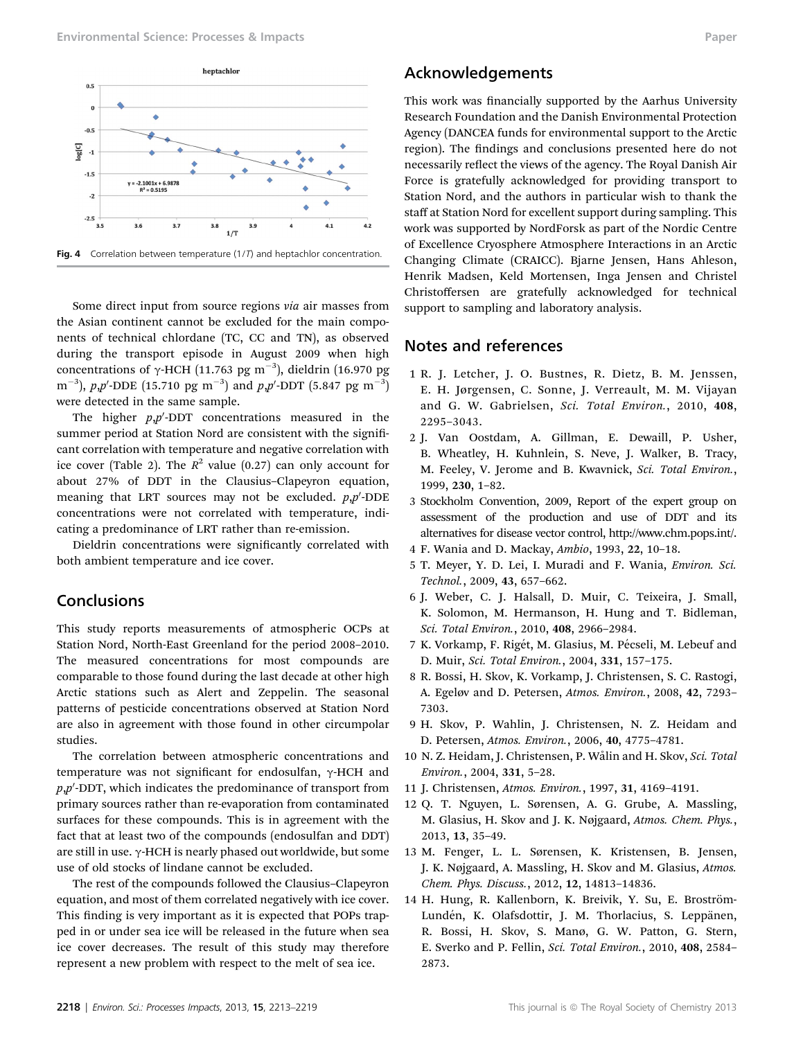heptachlor

0.5

0

-0.5

-1

-1.5

-2

-2.5

log[C]

3.5 3.6 3.7 3.8 3.9 4 4.1 4.2

1/T

y = -2.1001x + 6.9878

R² = 0.5195

**Fig. 4** Correlation between temperature (1/*T*) and heptachlor concentration.

Some direct input from source regions *via* air masses from the Asian continent cannot be excluded for the main components of technical chlordane (TC, CC and TN), as observed during the transport episode in August 2009 when high concentrations of γ-HCH (11.763 pg $m^{-3}$), dieldrin (16.970 pg $m^{-3}$), *p*,*p*′-DDE (15.710 pg $m^{-3}$) and *p*,*p*′-DDT (5.847 pg $m^{-3}$) were detected in the same sample.

The higher *p*,*p*′-DDT concentrations measured in the summer period at Station Nord are consistent with the significant correlation with temperature and negative correlation with ice cover (Table 2). The $R^2$ value (0.27) can only account for about 27% of DDT in the Clausius–Clapeyron equation, meaning that LRT sources may not be excluded. *p*,*p*′-DDE concentrations were not correlated with temperature, indicating a predominance of LRT rather than re-emission.

Dieldrin concentrations were significantly correlated with both ambient temperature and ice cover.

## Conclusions

This study reports measurements of atmospheric OCPs at Station Nord, North-East Greenland for the period 2008–2010. The measured concentrations for most compounds are comparable to those found during the last decade at other high Arctic stations such as Alert and Zeppelin. The seasonal patterns of pesticide concentrations observed at Station Nord are also in agreement with those found in other circumpolar studies.

The correlation between atmospheric concentrations and temperature was not significant for endosulfan, γ-HCH and *p*,*p*′-DDT, which indicates the predominance of transport from primary sources rather than re-evaporation from contaminated surfaces for these compounds. This is in agreement with the fact that at least two of the compounds (endosulfan and DDT) are still in use. γ-HCH is nearly phased out worldwide, but some use of old stocks of lindane cannot be excluded.

The rest of the compounds followed the Clausius–Clapeyron equation, and most of them correlated negatively with ice cover. This finding is very important as it is expected that POPs trapped in or under sea ice will be released in the future when sea ice cover decreases. The result of this study may therefore represent a new problem with respect to the melt of sea ice.

## Acknowledgements

This work was financially supported by the Aarhus University Research Foundation and the Danish Environmental Protection Agency (DANCEA funds for environmental support to the Arctic region). The findings and conclusions presented here do not necessarily reflect the views of the agency. The Royal Danish Air Force is gratefully acknowledged for providing transport to Station Nord, and the authors in particular wish to thank the staff at Station Nord for excellent support during sampling. This work was supported by NordForsk as part of the Nordic Centre of Excellence Cryosphere Atmosphere Interactions in an Arctic Changing Climate (CRAICC). Bjarne Jensen, Hans Ahleson, Henrik Madsen, Keld Mortensen, Inga Jensen and Christel Christoffersen are gratefully acknowledged for technical support to sampling and laboratory analysis.

## Notes and references

1 R. J. Letcher, J. O. Bustnes, R. Dietz, B. M. Jenssen, E. H. Jørgensen, C. Sonne, J. Verreault, M. M. Vijayan and G. W. Gabrielsen, *Sci. Total Environ.*, 2010, **408**, 2295–3043.

2 J. Van Oostdam, A. Gillman, E. Dewaill, P. Usher, B. Wheatley, H. Kuhnlein, S. Neve, J. Walker, B. Tracy, M. Feeley, V. Jerome and B. Kwavnick, *Sci. Total Environ.*, 1999, **230**, 1–82.

3 Stockholm Convention, 2009, Report of the expert group on assessment of the production and use of DDT and its alternatives for disease vector control, http://www.chm.pops.int/.

4 F. Wania and D. Mackay, *Ambio*, 1993, **22**, 10–18.

5 T. Meyer, Y. D. Lei, I. Muradi and F. Wania, *Environ. Sci. Technol.*, 2009, **43**, 657–662.

6 J. Weber, C. J. Halsall, D. Muir, C. Teixeira, J. Small, K. Solomon, M. Hermanson, H. Hung and T. Bidleman, *Sci. Total Environ.*, 2010, **408**, 2966–2984.

7 K. Vorkamp, F. Rigét, M. Glasius, M. Pécseli, M. Lebeuf and D. Muir, *Sci. Total Environ.*, 2004, **331**, 157–175.

8 R. Bossi, H. Skov, K. Vorkamp, J. Christensen, S. C. Rastogi, A. Egeløv and D. Petersen, *Atmos. Environ.*, 2008, **42**, 7293–7303.

9 H. Skov, P. Wahlin, J. Christensen, N. Z. Heidam and D. Petersen, *Atmos. Environ.*, 2006, **40**, 4775–4781.

10 N. Z. Heidam, J. Christensen, P. Wålin and H. Skov, *Sci. Total Environ.*, 2004, **331**, 5–28.

11 J. Christensen, *Atmos. Environ.*, 1997, **31**, 4169–4191.

12 Q. T. Nguyen, L. Sørensen, A. G. Grube, A. Massling, M. Glasius, H. Skov and J. K. Nøjgaard, *Atmos. Chem. Phys.*, 2013, **13**, 35–49.

13 M. Fenger, L. L. Sørensen, K. Kristensen, B. Jensen, J. K. Nøjgaard, A. Massling, H. Skov and M. Glasius, *Atmos. Chem. Phys. Discuss.*, 2012, **12**, 14813–14836.

14 H. Hung, R. Kallenborn, K. Breivik, Y. Su, E. Brorström-Lundén, K. Olafsdottir, J. M. Thorlacius, S. Leppänen, R. Bossi, H. Skov, S. Manø, G. W. Patton, G. Stern, E. Sverko and P. Fellin, *Sci. Total Environ.*, 2010, **408**, 2584–2873.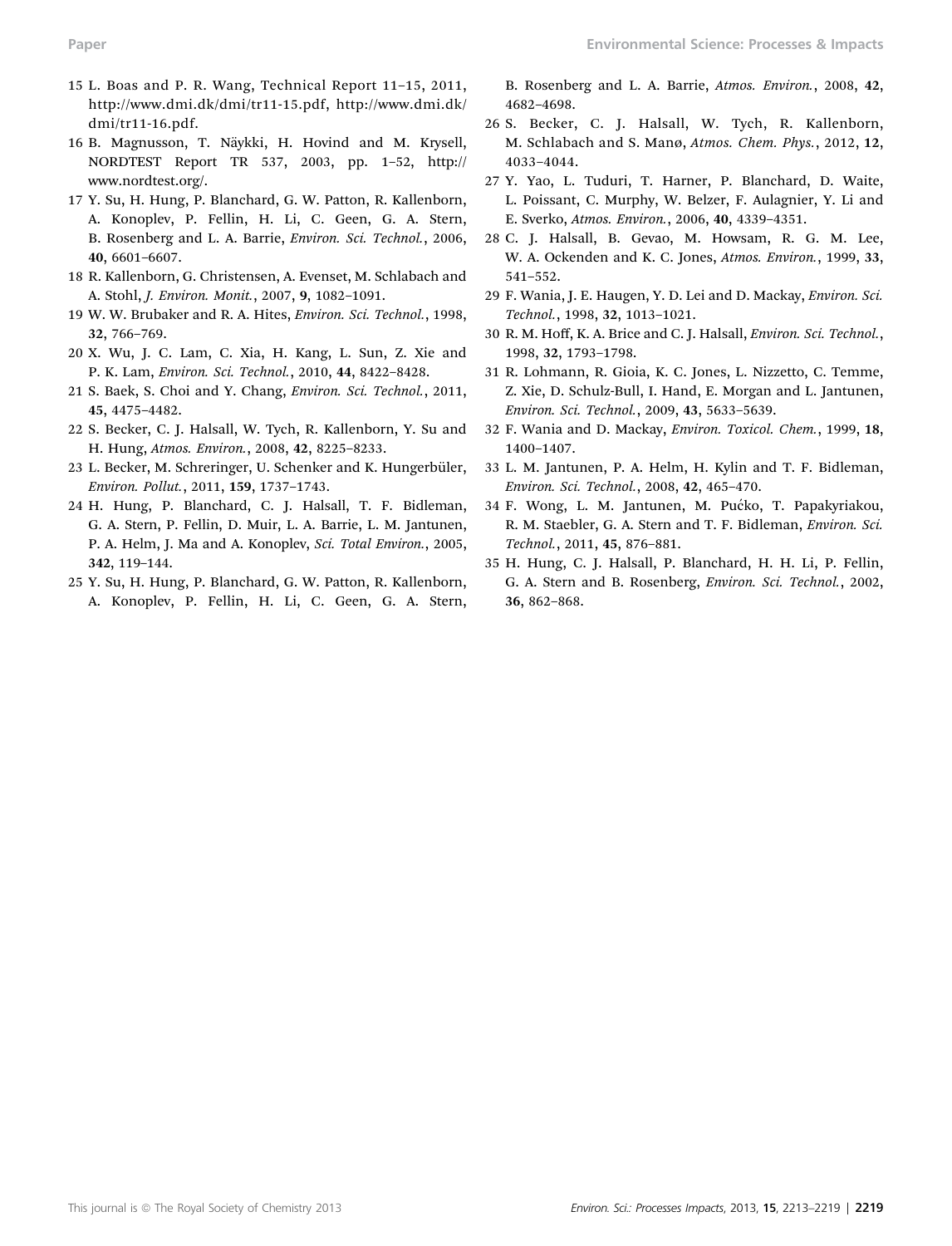15 L. Boas and P. R. Wang, Technical Report 11–15, 2011, http://www.dmi.dk/dmi/tr11-15.pdf, http://www.dmi.dk/dmi/tr11-16.pdf.

16 B. Magnusson, T. Näykki, H. Hovind and M. Krysell, NORDTEST Report TR 537, 2003, pp. 1–52, http://www.nordtest.org/.

17 Y. Su, H. Hung, P. Blanchard, G. W. Patton, R. Kallenborn, A. Konoplev, P. Fellin, H. Li, C. Geen, G. A. Stern, B. Rosenberg and L. A. Barrie, *Environ. Sci. Technol.*, 2006, **40**, 6601–6607.

18 R. Kallenborn, G. Christensen, A. Evenset, M. Schlabach and A. Stohl, *J. Environ. Monit.*, 2007, **9**, 1082–1091.

19 W. W. Brubaker and R. A. Hites, *Environ. Sci. Technol.*, 1998, **32**, 766–769.

20 X. Wu, J. C. Lam, C. Xia, H. Kang, L. Sun, Z. Xie and P. K. Lam, *Environ. Sci. Technol.*, 2010, **44**, 8422–8428.

21 S. Baek, S. Choi and Y. Chang, *Environ. Sci. Technol.*, 2011, **45**, 4475–4482.

22 S. Becker, C. J. Halsall, W. Tych, R. Kallenborn, Y. Su and H. Hung, *Atmos. Environ.*, 2008, **42**, 8225–8233.

23 L. Becker, M. Schreringer, U. Schenker and K. Hungerbüler, *Environ. Pollut.*, 2011, **159**, 1737–1743.

24 H. Hung, P. Blanchard, C. J. Halsall, T. F. Bidleman, G. A. Stern, P. Fellin, D. Muir, L. A. Barrie, L. M. Jantunen, P. A. Helm, J. Ma and A. Konoplev, *Sci. Total Environ.*, 2005, **342**, 119–144.

25 Y. Su, H. Hung, P. Blanchard, G. W. Patton, R. Kallenborn, A. Konoplev, P. Fellin, H. Li, C. Geen, G. A. Stern, B. Rosenberg and L. A. Barrie, *Atmos. Environ.*, 2008, **42**, 4682–4698.

26 S. Becker, C. J. Halsall, W. Tych, R. Kallenborn, M. Schlabach and S. Manø, *Atmos. Chem. Phys.*, 2012, **12**, 4033–4044.

27 Y. Yao, L. Tuduri, T. Harner, P. Blanchard, D. Waite, L. Poissant, C. Murphy, W. Belzer, F. Aulagnier, Y. Li and E. Sverko, *Atmos. Environ.*, 2006, **40**, 4339–4351.

28 C. J. Halsall, B. Gevao, M. Howsam, R. G. M. Lee, W. A. Ockenden and K. C. Jones, *Atmos. Environ.*, 1999, **33**, 541–552.

29 F. Wania, J. E. Haugen, Y. D. Lei and D. Mackay, *Environ. Sci. Technol.*, 1998, **32**, 1013–1021.

30 R. M. Hoff, K. A. Brice and C. J. Halsall, *Environ. Sci. Technol.*, 1998, **32**, 1793–1798.

31 R. Lohmann, R. Gioia, K. C. Jones, L. Nizzetto, C. Temme, Z. Xie, D. Schulz-Bull, I. Hand, E. Morgan and L. Jantunen, *Environ. Sci. Technol.*, 2009, **43**, 5633–5639.

32 F. Wania and D. Mackay, *Environ. Toxicol. Chem.*, 1999, **18**, 1400–1407.

33 L. M. Jantunen, P. A. Helm, H. Kylin and T. F. Bidleman, *Environ. Sci. Technol.*, 2008, **42**, 465–470.

34 F. Wong, L. M. Jantunen, M. Pućko, T. Papakyriakou, R. M. Staebler, G. A. Stern and T. F. Bidleman, *Environ. Sci. Technol.*, 2011, **45**, 876–881.

35 H. Hung, C. J. Halsall, P. Blanchard, H. H. Li, P. Fellin, G. A. Stern and B. Rosenberg, *Environ. Sci. Technol.*, 2002, **36**, 862–868.